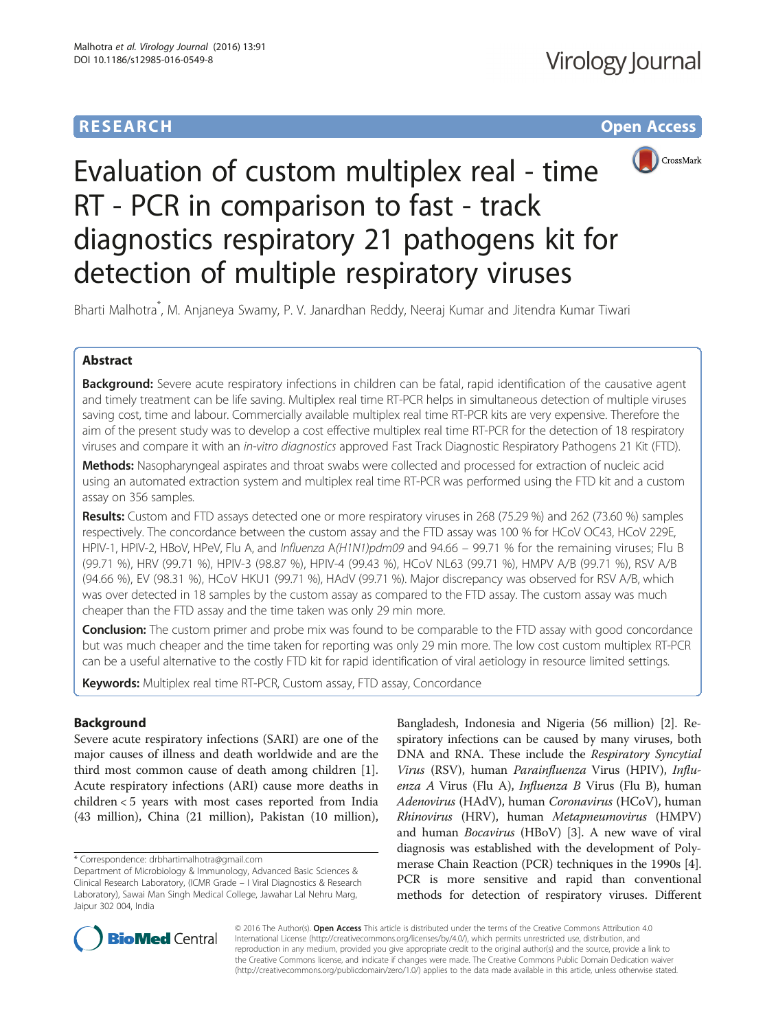# Evaluation of custom multiplex real - time RT - PCR in comparison to fast - track diagnostics respiratory 21 pathogens kit for detection of multiple respiratory viruses

**RESEARCH** **Open Access**

Bharti Malhotra*, M. Anjaneya Swamy, P. V. Janardhan Reddy, Neeraj Kumar and Jitendra Kumar Tiwari

## Abstract

**Background:** Severe acute respiratory infections in children can be fatal, rapid identification of the causative agent and timely treatment can be life saving. Multiplex real time RT-PCR helps in simultaneous detection of multiple viruses saving cost, time and labour. Commercially available multiplex real time RT-PCR kits are very expensive. Therefore the aim of the present study was to develop a cost effective multiplex real time RT-PCR for the detection of 18 respiratory viruses and compare it with an *in-vitro diagnostics* approved Fast Track Diagnostic Respiratory Pathogens 21 Kit (FTD).

**Methods:** Nasopharyngeal aspirates and throat swabs were collected and processed for extraction of nucleic acid using an automated extraction system and multiplex real time RT-PCR was performed using the FTD kit and a custom assay on 356 samples.

**Results:** Custom and FTD assays detected one or more respiratory viruses in 268 (75.29 %) and 262 (73.60 %) samples respectively. The concordance between the custom assay and the FTD assay was 100 % for HCoV OC43, HCoV 229E, HPIV-1, HPIV-2, HBoV, HPeV, Flu A, and *Influenza* A*(H1N1)pdm09* and 94.66 – 99.71 % for the remaining viruses; Flu B (99.71 %), HRV (99.71 %), HPIV-3 (98.87 %), HPIV-4 (99.43 %), HCoV NL63 (99.71 %), HMPV A/B (99.71 %), RSV A/B (94.66 %), EV (98.31 %), HCoV HKU1 (99.71 %), HAdV (99.71 %). Major discrepancy was observed for RSV A/B, which was over detected in 18 samples by the custom assay as compared to the FTD assay. The custom assay was much cheaper than the FTD assay and the time taken was only 29 min more.

**Conclusion:** The custom primer and probe mix was found to be comparable to the FTD assay with good concordance but was much cheaper and the time taken for reporting was only 29 min more. The low cost custom multiplex RT-PCR can be a useful alternative to the costly FTD kit for rapid identification of viral aetiology in resource limited settings.

**Keywords:** Multiplex real time RT-PCR, Custom assay, FTD assay, Concordance

## Background

Severe acute respiratory infections (SARI) are one of the major causes of illness and death worldwide and are the third most common cause of death among children [1]. Acute respiratory infections (ARI) cause more deaths in children < 5 years with most cases reported from India (43 million), China (21 million), Pakistan (10 million), Bangladesh, Indonesia and Nigeria (56 million) [2]. Respiratory infections can be caused by many viruses, both DNA and RNA. These include the *Respiratory Syncytial Virus* (RSV), human *Parainfluenza* Virus (HPIV), *Influenza A* Virus (Flu A), *Influenza B* Virus (Flu B), human *Adenovirus* (HAdV), human *Coronavirus* (HCoV), human *Rhinovirus* (HRV), human *Metapneumovirus* (HMPV) and human *Bocavirus* (HBoV) [3]. A new wave of viral diagnosis was established with the development of Polymerase Chain Reaction (PCR) techniques in the 1990s [4]. PCR is more sensitive and rapid than conventional methods for detection of respiratory viruses. Different

\* Correspondence: drbhartimalhotra@gmail.com
Department of Microbiology & Immunology, Advanced Basic Sciences & Clinical Research Laboratory, (ICMR Grade – I Viral Diagnostics & Research Laboratory), Sawai Man Singh Medical College, Jawahar Lal Nehru Marg, Jaipur 302 004, India

© 2016 The Author(s). **Open Access** This article is distributed under the terms of the Creative Commons Attribution 4.0 International License (http://creativecommons.org/licenses/by/4.0/), which permits unrestricted use, distribution, and reproduction in any medium, provided you give appropriate credit to the original author(s) and the source, provide a link to the Creative Commons license, and indicate if changes were made. The Creative Commons Public Domain Dedication waiver (http://creativecommons.org/publicdomain/zero/1.0/) applies to the data made available in this article, unless otherwise stated.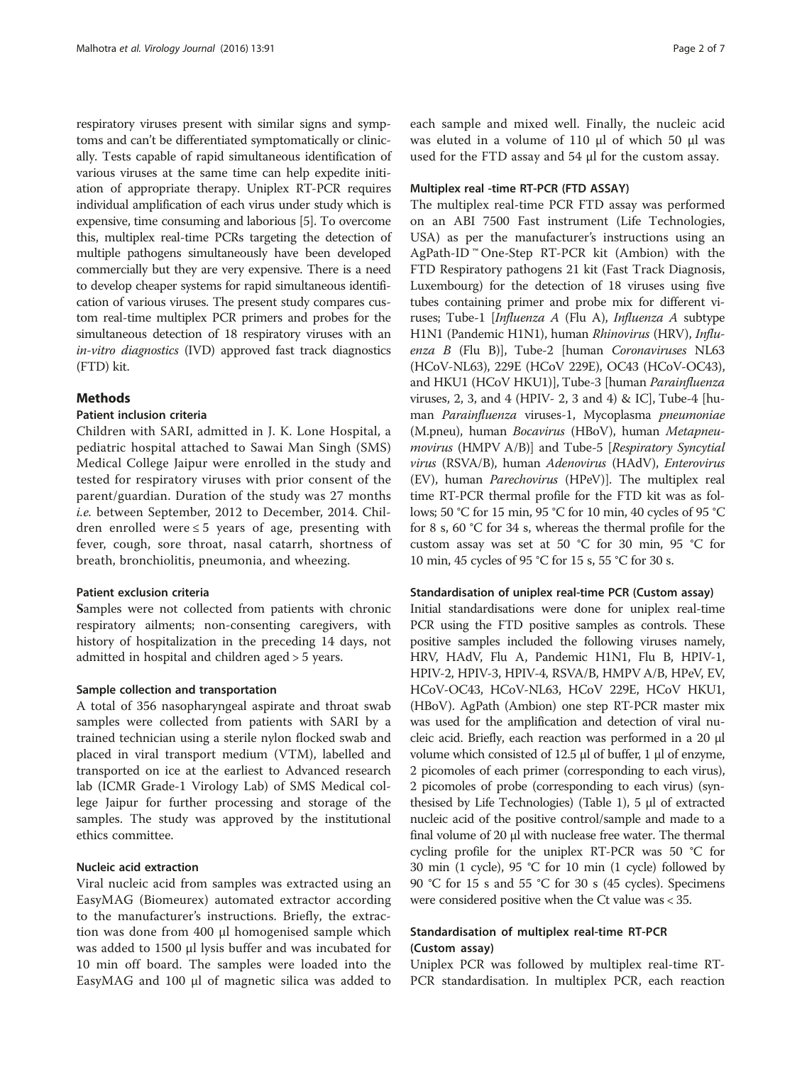respiratory viruses present with similar signs and symptoms and can't be differentiated symptomatically or clinically. Tests capable of rapid simultaneous identification of various viruses at the same time can help expedite initiation of appropriate therapy. Uniplex RT-PCR requires individual amplification of each virus under study which is expensive, time consuming and laborious [5]. To overcome this, multiplex real-time PCRs targeting the detection of multiple pathogens simultaneously have been developed commercially but they are very expensive. There is a need to develop cheaper systems for rapid simultaneous identification of various viruses. The present study compares custom real-time multiplex PCR primers and probes for the simultaneous detection of 18 respiratory viruses with an *in-vitro diagnostics* (IVD) approved fast track diagnostics (FTD) kit.

## Methods

### Patient inclusion criteria

Children with SARI, admitted in J. K. Lone Hospital, a pediatric hospital attached to Sawai Man Singh (SMS) Medical College Jaipur were enrolled in the study and tested for respiratory viruses with prior consent of the parent/guardian. Duration of the study was 27 months *i.e.* between September, 2012 to December, 2014. Children enrolled were ≤ 5 years of age, presenting with fever, cough, sore throat, nasal catarrh, shortness of breath, bronchiolitis, pneumonia, and wheezing.

### Patient exclusion criteria

**S**amples were not collected from patients with chronic respiratory ailments; non-consenting caregivers, with history of hospitalization in the preceding 14 days, not admitted in hospital and children aged > 5 years.

### Sample collection and transportation

A total of 356 nasopharyngeal aspirate and throat swab samples were collected from patients with SARI by a trained technician using a sterile nylon flocked swab and placed in viral transport medium (VTM), labelled and transported on ice at the earliest to Advanced research lab (ICMR Grade-1 Virology Lab) of SMS Medical college Jaipur for further processing and storage of the samples. The study was approved by the institutional ethics committee.

### Nucleic acid extraction

Viral nucleic acid from samples was extracted using an EasyMAG (Biomeurex) automated extractor according to the manufacturer's instructions. Briefly, the extraction was done from 400 μl homogenised sample which was added to 1500 μl lysis buffer and was incubated for 10 min off board. The samples were loaded into the EasyMAG and 100 μl of magnetic silica was added to each sample and mixed well. Finally, the nucleic acid was eluted in a volume of 110 μl of which 50 μl was used for the FTD assay and 54 μl for the custom assay.

### Multiplex real -time RT-PCR (FTD ASSAY)

The multiplex real-time PCR FTD assay was performed on an ABI 7500 Fast instrument (Life Technologies, USA) as per the manufacturer's instructions using an AgPath-ID™ One-Step RT-PCR kit (Ambion) with the FTD Respiratory pathogens 21 kit (Fast Track Diagnosis, Luxembourg) for the detection of 18 viruses using five tubes containing primer and probe mix for different viruses; Tube-1 [*Influenza A* (Flu A), *Influenza A* subtype H1N1 (Pandemic H1N1), human *Rhinovirus* (HRV), *Influenza B* (Flu B)], Tube-2 [human *Coronaviruses* NL63 (HCoV-NL63), 229E (HCoV 229E), OC43 (HCoV-OC43), and HKU1 (HCoV HKU1)], Tube-3 [human *Parainfluenza* viruses, 2, 3, and 4 (HPIV- 2, 3 and 4) & IC], Tube-4 [human *Parainfluenza* viruses-1, Mycoplasma *pneumoniae* (M.pneu), human *Bocavirus* (HBoV), human *Metapneumovirus* (HMPV A/B)] and Tube-5 [*Respiratory Syncytial virus* (RSVA/B), human *Adenovirus* (HAdV), *Enterovirus* (EV), human *Parechovirus* (HPeV)]. The multiplex real time RT-PCR thermal profile for the FTD kit was as follows; 50 °C for 15 min, 95 °C for 10 min, 40 cycles of 95 °C for 8 s, 60 °C for 34 s, whereas the thermal profile for the custom assay was set at 50 °C for 30 min, 95 °C for 10 min, 45 cycles of 95 °C for 15 s, 55 °C for 30 s.

### Standardisation of uniplex real-time PCR (Custom assay)

Initial standardisations were done for uniplex real-time PCR using the FTD positive samples as controls. These positive samples included the following viruses namely, HRV, HAdV, Flu A, Pandemic H1N1, Flu B, HPIV-1, HPIV-2, HPIV-3, HPIV-4, RSVA/B, HMPV A/B, HPeV, EV, HCoV-OC43, HCoV-NL63, HCoV 229E, HCoV HKU1, (HBoV). AgPath (Ambion) one step RT-PCR master mix was used for the amplification and detection of viral nucleic acid. Briefly, each reaction was performed in a 20 μl volume which consisted of 12.5 μl of buffer, 1 μl of enzyme, 2 picomoles of each primer (corresponding to each virus), 2 picomoles of probe (corresponding to each virus) (synthesised by Life Technologies) (Table 1), 5 μl of extracted nucleic acid of the positive control/sample and made to a final volume of 20 μl with nuclease free water. The thermal cycling profile for the uniplex RT-PCR was 50 °C for 30 min (1 cycle), 95 °C for 10 min (1 cycle) followed by 90 °C for 15 s and 55 °C for 30 s (45 cycles). Specimens were considered positive when the Ct value was < 35.

### Standardisation of multiplex real-time RT-PCR (Custom assay)

Uniplex PCR was followed by multiplex real-time RT-PCR standardisation. In multiplex PCR, each reaction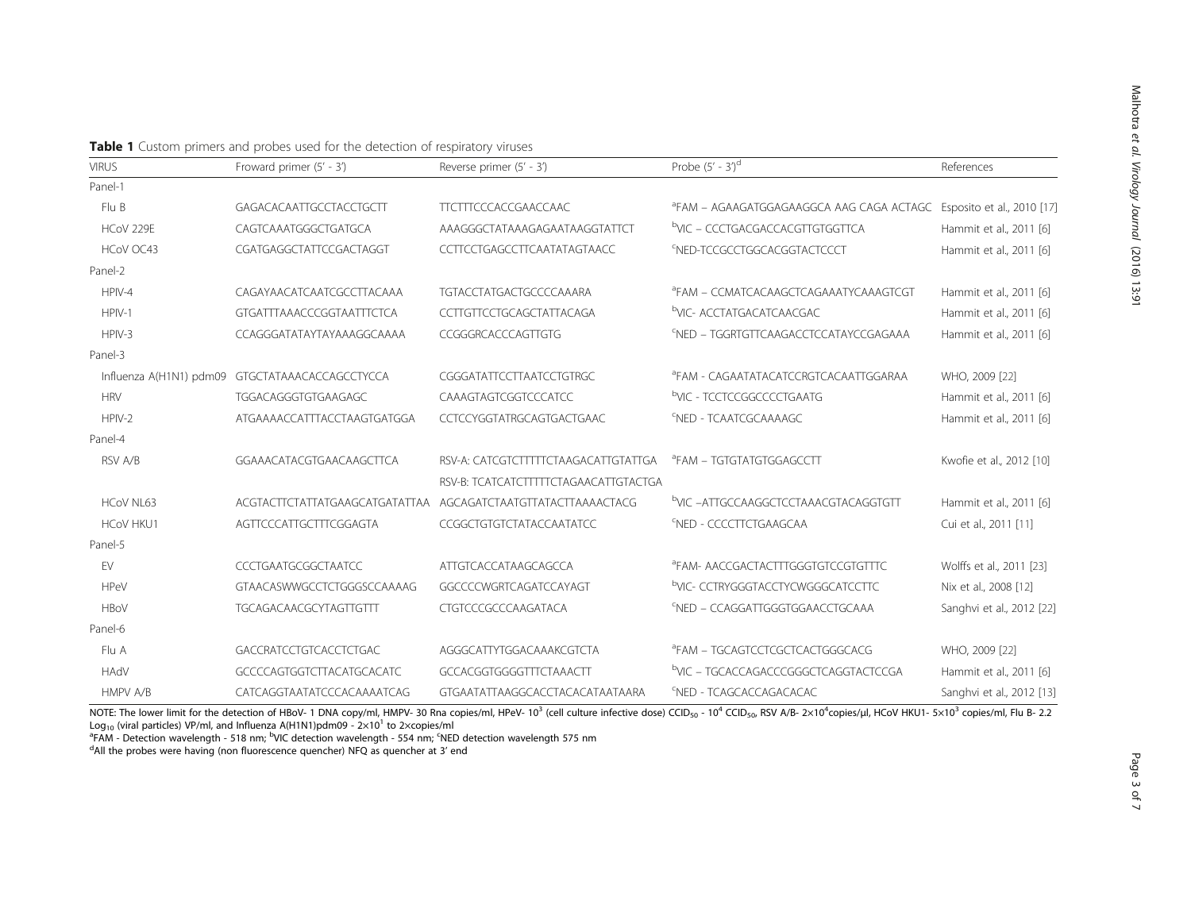**Table 1** Custom primers and probes used for the detection of respiratory viruses

| VIRUS | Froward primer (5' - 3') | Reverse primer (5' - 3') | Probe (5' - 3')[d] | References |
|---|---|---|---|---|
| Panel-1 | | | | |
| Flu B | GAGACACAATTGCCTACCTGCTT | TTCTTTCCCACCGAACCAAC | [a]FAM – AGAAGATGGAGAAGGCA AAG CAGA ACTAGC | Esposito et al., 2010 [17] |
| HCoV 229E | CAGTCAAATGGGCTGATGCA | AAAGGGCTATAAAGAGAATAAGGTATTCT | [b]VIC – CCCTGACGACCACGTTGTGGTTCA | Hammit et al., 2011 [6] |
| HCoV OC43 | CGATGAGGCTATTCCGACTAGGT | CCTTCCTGAGCCTTCAATATAGTAACC | [c]NED-TCCGCCTGGCACGGTACTCCCT | Hammit et al., 2011 [6] |
| Panel-2 | | | | |
| HPIV-4 | CAGAYAACATCAATCGCCTTACAAA | TGTACCTATGACTGCCCCAAARA | [a]FAM – CCMATCACAAGCTCAGAAATYCAAAGTCGT | Hammit et al., 2011 [6] |
| HPIV-1 | GTGATTTAAACCCGGTAATTTCTCA | CCTTGTTCCTGCAGCTATTACAGA | [b]VIC- ACCTATGACATCAACGAC | Hammit et al., 2011 [6] |
| HPIV-3 | CCAGGGATATAYTAYAAAGGCAAAA | CCGGGRCACCCAGTTGTG | [c]NED – TGGRTGTTCAAGACCTCCATAYCCGAGAAA | Hammit et al., 2011 [6] |
| Panel-3 | | | | |
| Influenza A(H1N1) pdm09 | GTGCTATAAACACCAGCCTYCCA | CGGGATATTCCTTAATCCTGTRGC | [a]FAM - CAGAATATACATCCRGTCACAATTGGARAA | WHO, 2009 [22] |
| HRV | TGGACAGGGTGTGAAGAGC | CAAAGTAGTCGGTCCCATCC | [b]VIC - TCCTCCGGCCCCTGAATG | Hammit et al., 2011 [6] |
| HPIV-2 | ATGAAAACCATTTACCTAAGTGATGGA | CCTCCYGGTATRGCAGTGACTGAAC | [c]NED - TCAATCGCAAAAGC | Hammit et al., 2011 [6] |
| Panel-4 | | | | |
| RSV A/B | GGAAACATACGTGAACAAGCTTCA | RSV-A: CATCGTCTTTTTCTAAGACATTGTATTGA<br>RSV-B: TCATCATCTTTTTCTAGAACATTGTACTGA | [a]FAM – TGTGTATGTGGAGCCTT | Kwofie et al., 2012 [10] |
| HCoV NL63 | ACGTACTTCTATTATGAAGCATGATATTAA | AGCAGATCTAATGTTATACTTAAAACTACG | [b]VIC –ATTGCCAAGGCTCCTAAACGTACAGGTGTT | Hammit et al., 2011 [6] |
| HCoV HKU1 | AGTTCCCATTGCTTTCGGAGTA | CCGGCTGTGTCTATACCAATATCC | [c]NED - CCCCTTCTGAAGCAA | Cui et al., 2011 [11] |
| Panel-5 | | | | |
| EV | CCCTGAATGCGGCTAATCC | ATTGTCACCATAAGCAGCCA | [a]FAM- AACCGACTACTTTGGGTGTCCGTGTTTC | Wolffs et al., 2011 [23] |
| HPeV | GTAACASWWGCCTCTGGGSCCAAAAG | GGCCCCWGRTCAGATCCAYAGT | [b]VIC- CCTRYGGGTACCTYCWGGGCATCCTTC | Nix et al., 2008 [12] |
| HBoV | TGCAGACAACGCYTAGTTGTTT | CTGTCCCGCCCAAGATACA | [c]NED – CCAGGATTGGGTGGAACCTGCAAA | Sanghvi et al., 2012 [22] |
| Panel-6 | | | | |
| Flu A | GACCRATCCTGTCACCTCTGAC | AGGGCATTYTGGACAAAKCGTCTA | [a]FAM – TGCAGTCCTCGCTCACTGGGCACG | WHO, 2009 [22] |
| HAdV | GCCCCAGTGGTCTTACATGCACATC | GCCACGGTGGGGTTTCTAAACTT | [b]VIC – TGCACCAGACCCGGGCTCAGGTACTCCGA | Hammit et al., 2011 [6] |
| HMPV A/B | CATCAGGTAATATCCCACAAAATCAG | GTGAATATTAAGGCACCTACACATAATAARA | [c]NED - TCAGCACCAGACACAC | Sanghvi et al., 2012 [13] |

NOTE: The lower limit for the detection of HBoV- 1 DNA copy/ml, HMPV- 30 Rna copies/ml, HPeV- $10^3$ (cell culture infective dose) $CCID_{50}$ - $10^4$ $CCID_{50}$, RSV A/B- $2{\times}10^4$copies/μl, HCoV HKU1- $5{\times}10^3$ copies/ml, Flu B- 2.2 $Log_{10}$ (viral particles) VP/ml, and Influenza A(H1N1)pdm09 - $2{\times}10^1$ to 2×copies/ml

[a]FAM - Detection wavelength - 518 nm; [b]VIC detection wavelength - 554 nm; [c]NED detection wavelength 575 nm

[d]All the probes were having (non fluorescence quencher) NFQ as quencher at 3' end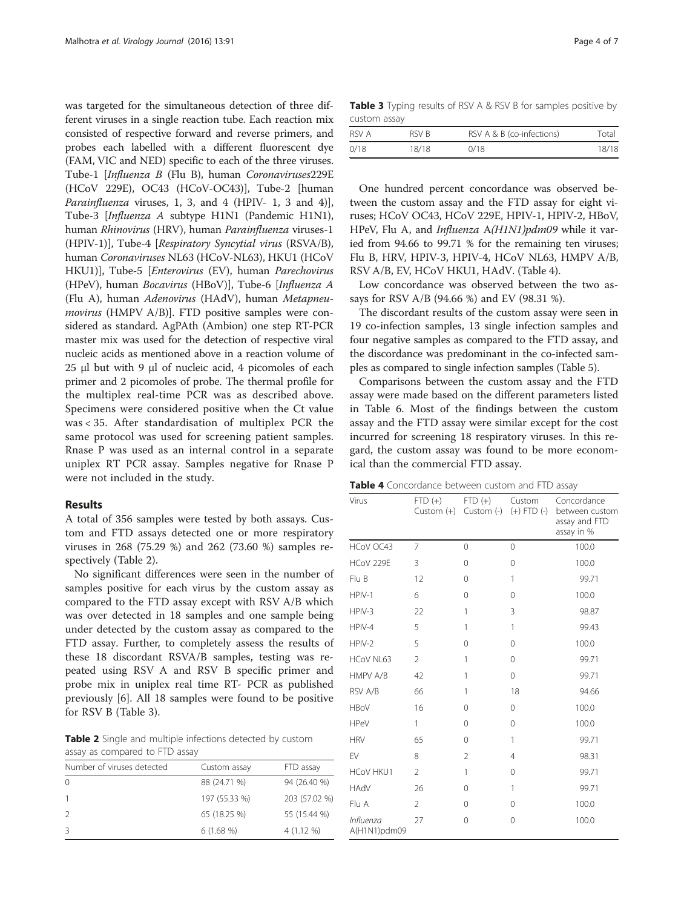was targeted for the simultaneous detection of three different viruses in a single reaction tube. Each reaction mix consisted of respective forward and reverse primers, and probes each labelled with a different fluorescent dye (FAM, VIC and NED) specific to each of the three viruses. Tube-1 [*Influenza B* (Flu B), human *Coronaviruses*229E (HCoV 229E), OC43 (HCoV-OC43)], Tube-2 [human *Parainfluenza* viruses, 1, 3, and 4 (HPIV- 1, 3 and 4)], Tube-3 [*Influenza A* subtype H1N1 (Pandemic H1N1), human *Rhinovirus* (HRV), human *Parainfluenza* viruses-1 (HPIV-1)], Tube-4 [*Respiratory Syncytial virus* (RSVA/B), human *Coronaviruses* NL63 (HCoV-NL63), HKU1 (HCoV HKU1)], Tube-5 [*Enterovirus* (EV), human *Parechovirus* (HPeV), human *Bocavirus* (HBoV)], Tube-6 [*Influenza A* (Flu A), human *Adenovirus* (HAdV), human *Metapneumovirus* (HMPV A/B)]. FTD positive samples were considered as standard. AgPAth (Ambion) one step RT-PCR master mix was used for the detection of respective viral nucleic acids as mentioned above in a reaction volume of 25 μl but with 9 μl of nucleic acid, 4 picomoles of each primer and 2 picomoles of probe. The thermal profile for the multiplex real-time PCR was as described above. Specimens were considered positive when the Ct value was < 35. After standardisation of multiplex PCR the same protocol was used for screening patient samples. Rnase P was used as an internal control in a separate uniplex RT PCR assay. Samples negative for Rnase P were not included in the study.

## Results

A total of 356 samples were tested by both assays. Custom and FTD assays detected one or more respiratory viruses in 268 (75.29 %) and 262 (73.60 %) samples respectively (Table 2).

No significant differences were seen in the number of samples positive for each virus by the custom assay as compared to the FTD assay except with RSV A/B which was over detected in 18 samples and one sample being under detected by the custom assay as compared to the FTD assay. Further, to completely assess the results of these 18 discordant RSVA/B samples, testing was repeated using RSV A and RSV B specific primer and probe mix in uniplex real time RT- PCR as published previously [6]. All 18 samples were found to be positive for RSV B (Table 3).

**Table 2** Single and multiple infections detected by custom assay as compared to FTD assay

| Number of viruses detected | Custom assay | FTD assay |
|---|---|---|
| 0 | 88 (24.71 %) | 94 (26.40 %) |
| 1 | 197 (55.33 %) | 203 (57.02 %) |
| 2 | 65 (18.25 %) | 55 (15.44 %) |
| 3 | 6 (1.68 %) | 4 (1.12 %) |

**Table 3** Typing results of RSV A & RSV B for samples positive by custom assay

| RSV A | RSV B | RSV A & B (co-infections) | Total |
|---|---|---|---|
| 0/18 | 18/18 | 0/18 | 18/18 |

One hundred percent concordance was observed between the custom assay and the FTD assay for eight viruses; HCoV OC43, HCoV 229E, HPIV-1, HPIV-2, HBoV, HPeV, Flu A, and *Influenza* A*(H1N1)pdm09* while it varied from 94.66 to 99.71 % for the remaining ten viruses; Flu B, HRV, HPIV-3, HPIV-4, HCoV NL63, HMPV A/B, RSV A/B, EV, HCoV HKU1, HAdV. (Table 4).

Low concordance was observed between the two assays for RSV A/B (94.66 %) and EV (98.31 %).

The discordant results of the custom assay were seen in 19 co-infection samples, 13 single infection samples and four negative samples as compared to the FTD assay, and the discordance was predominant in the co-infected samples as compared to single infection samples (Table 5).

Comparisons between the custom assay and the FTD assay were made based on the different parameters listed in Table 6. Most of the findings between the custom assay and the FTD assay were similar except for the cost incurred for screening 18 respiratory viruses. In this regard, the custom assay was found to be more economical than the commercial FTD assay.

**Table 4** Concordance between custom and FTD assay

| Virus | FTD (+) Custom (+) | FTD (+) Custom (-) | Custom (+) FTD (-) | Concordance between custom assay and FTD assay in % |
|---|---|---|---|---|
| HCoV OC43 | 7 | 0 | 0 | 100.0 |
| HCoV 229E | 3 | 0 | 0 | 100.0 |
| Flu B | 12 | 0 | 1 | 99.71 |
| HPIV-1 | 6 | 0 | 0 | 100.0 |
| HPIV-3 | 22 | 1 | 3 | 98.87 |
| HPIV-4 | 5 | 1 | 1 | 99.43 |
| HPIV-2 | 5 | 0 | 0 | 100.0 |
| HCoV NL63 | 2 | 1 | 0 | 99.71 |
| HMPV A/B | 42 | 1 | 0 | 99.71 |
| RSV A/B | 66 | 1 | 18 | 94.66 |
| HBoV | 16 | 0 | 0 | 100.0 |
| HPeV | 1 | 0 | 0 | 100.0 |
| HRV | 65 | 0 | 1 | 99.71 |
| EV | 8 | 2 | 4 | 98.31 |
| HCoV HKU1 | 2 | 1 | 0 | 99.71 |
| HAdV | 26 | 0 | 1 | 99.71 |
| Flu A | 2 | 0 | 0 | 100.0 |
| *Influenza* A(H1N1)pdm09 | 27 | 0 | 0 | 100.0 |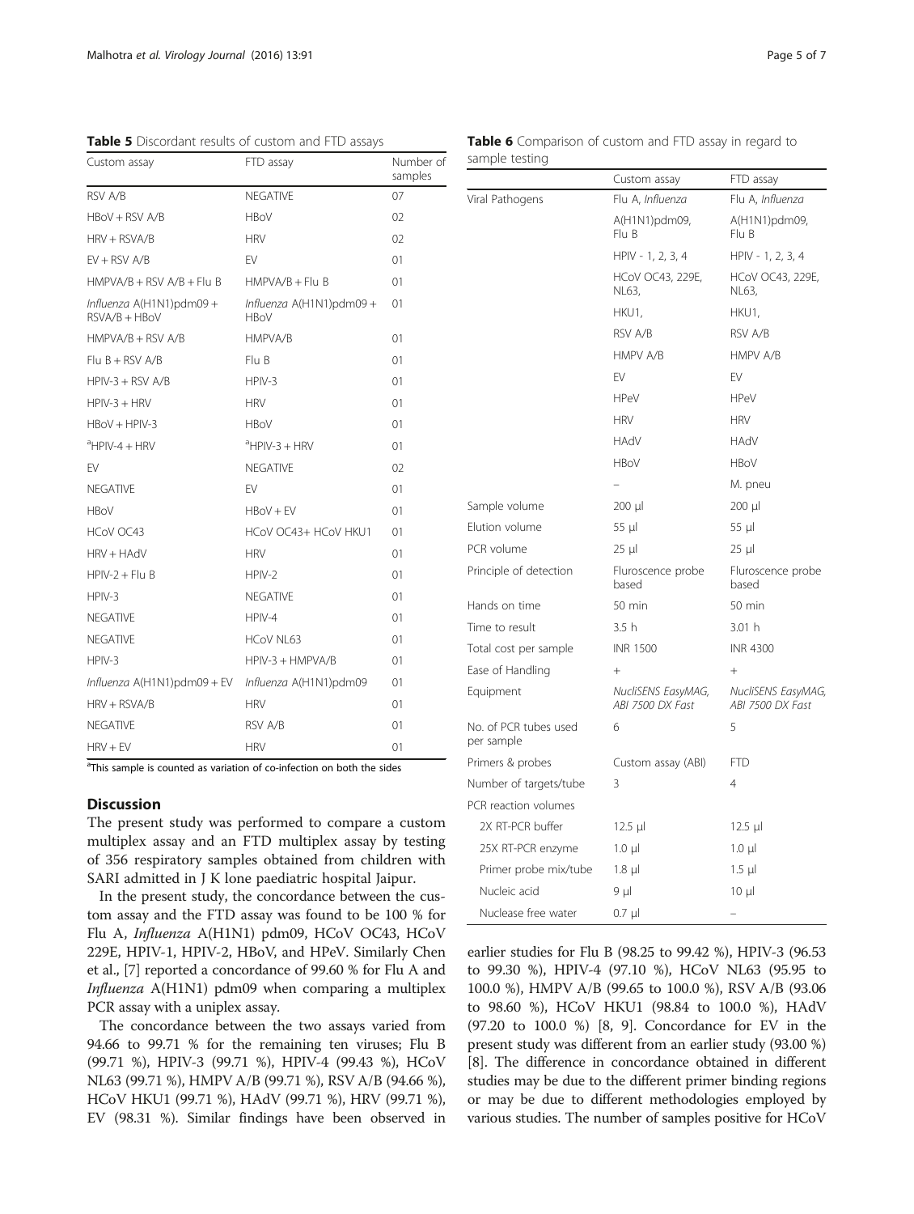**Table 5** Discordant results of custom and FTD assays

| Custom assay | FTD assay | Number of samples |
|---|---|---|
| RSV A/B | NEGATIVE | 07 |
| HBoV + RSV A/B | HBoV | 02 |
| HRV + RSVA/B | HRV | 02 |
| EV + RSV A/B | EV | 01 |
| HMPVA/B + RSV A/B + Flu B | HMPVA/B + Flu B | 01 |
| *Influenza* A(H1N1)pdm09 + RSVA/B + HBoV | *Influenza* A(H1N1)pdm09 + HBoV | 01 |
| HMPVA/B + RSV A/B | HMPVA/B | 01 |
| Flu B + RSV A/B | Flu B | 01 |
| HPIV-3 + RSV A/B | HPIV-3 | 01 |
| HPIV-3 + HRV | HRV | 01 |
| HBoV + HPIV-3 | HBoV | 01 |
| [a]HPIV-4 + HRV | [a]HPIV-3 + HRV | 01 |
| EV | NEGATIVE | 02 |
| NEGATIVE | EV | 01 |
| HBoV | HBoV + EV | 01 |
| HCoV OC43 | HCoV OC43+ HCoV HKU1 | 01 |
| HRV + HAdV | HRV | 01 |
| HPIV-2 + Flu B | HPIV-2 | 01 |
| HPIV-3 | NEGATIVE | 01 |
| NEGATIVE | HPIV-4 | 01 |
| NEGATIVE | HCoV NL63 | 01 |
| HPIV-3 | HPIV-3 + HMPVA/B | 01 |
| *Influenza* A(H1N1)pdm09 + EV | *Influenza* A(H1N1)pdm09 | 01 |
| HRV + RSVA/B | HRV | 01 |
| NEGATIVE | RSV A/B | 01 |
| HRV + EV | HRV | 01 |

[a]This sample is counted as variation of co-infection on both the sides

**Table 6** Comparison of custom and FTD assay in regard to sample testing

| | Custom assay | FTD assay |
|---|---|---|
| Viral Pathogens | Flu A, *Influenza* | Flu A, *Influenza* |
| | A(H1N1)pdm09, Flu B | A(H1N1)pdm09, Flu B |
| | HPIV - 1, 2, 3, 4 | HPIV - 1, 2, 3, 4 |
| | HCoV OC43, 229E, NL63, | HCoV OC43, 229E, NL63, |
| | HKU1, | HKU1, |
| | RSV A/B | RSV A/B |
| | HMPV A/B | HMPV A/B |
| | EV | EV |
| | HPeV | HPeV |
| | HRV | HRV |
| | HAdV | HAdV |
| | HBoV | HBoV |
| | – | M. pneu |
| Sample volume | 200 μl | 200 μl |
| Elution volume | 55 μl | 55 μl |
| PCR volume | 25 μl | 25 μl |
| Principle of detection | Fluroscence probe based | Fluroscence probe based |
| Hands on time | 50 min | 50 min |
| Time to result | 3.5 h | 3.01 h |
| Total cost per sample | INR 1500 | INR 4300 |
| Ease of Handling | + | + |
| Equipment | *NucliSENS EasyMAG, ABI 7500 DX Fast* | *NucliSENS EasyMAG, ABI 7500 DX Fast* |
| No. of PCR tubes used per sample | 6 | 5 |
| Primers & probes | Custom assay (ABI) | FTD |
| Number of targets/tube | 3 | 4 |
| PCR reaction volumes | | |
| 2X RT-PCR buffer | 12.5 μl | 12.5 μl |
| 25X RT-PCR enzyme | 1.0 μl | 1.0 μl |
| Primer probe mix/tube | 1.8 μl | 1.5 μl |
| Nucleic acid | 9 μl | 10 μl |
| Nuclease free water | 0.7 μl | – |

## Discussion

The present study was performed to compare a custom multiplex assay and an FTD multiplex assay by testing of 356 respiratory samples obtained from children with SARI admitted in J K lone paediatric hospital Jaipur.

In the present study, the concordance between the custom assay and the FTD assay was found to be 100 % for Flu A, *Influenza* A(H1N1) pdm09, HCoV OC43, HCoV 229E, HPIV-1, HPIV-2, HBoV, and HPeV. Similarly Chen et al., [7] reported a concordance of 99.60 % for Flu A and *Influenza* A(H1N1) pdm09 when comparing a multiplex PCR assay with a uniplex assay.

The concordance between the two assays varied from 94.66 to 99.71 % for the remaining ten viruses; Flu B (99.71 %), HPIV-3 (99.71 %), HPIV-4 (99.43 %), HCoV NL63 (99.71 %), HMPV A/B (99.71 %), RSV A/B (94.66 %), HCoV HKU1 (99.71 %), HAdV (99.71 %), HRV (99.71 %), EV (98.31 %). Similar findings have been observed in earlier studies for Flu B (98.25 to 99.42 %), HPIV-3 (96.53 to 99.30 %), HPIV-4 (97.10 %), HCoV NL63 (95.95 to 100.0 %), HMPV A/B (99.65 to 100.0 %), RSV A/B (93.06 to 98.60 %), HCoV HKU1 (98.84 to 100.0 %), HAdV (97.20 to 100.0 %) [8, 9]. Concordance for EV in the present study was different from an earlier study (93.00 %) [8]. The difference in concordance obtained in different studies may be due to the different primer binding regions or may be due to different methodologies employed by various studies. The number of samples positive for HCoV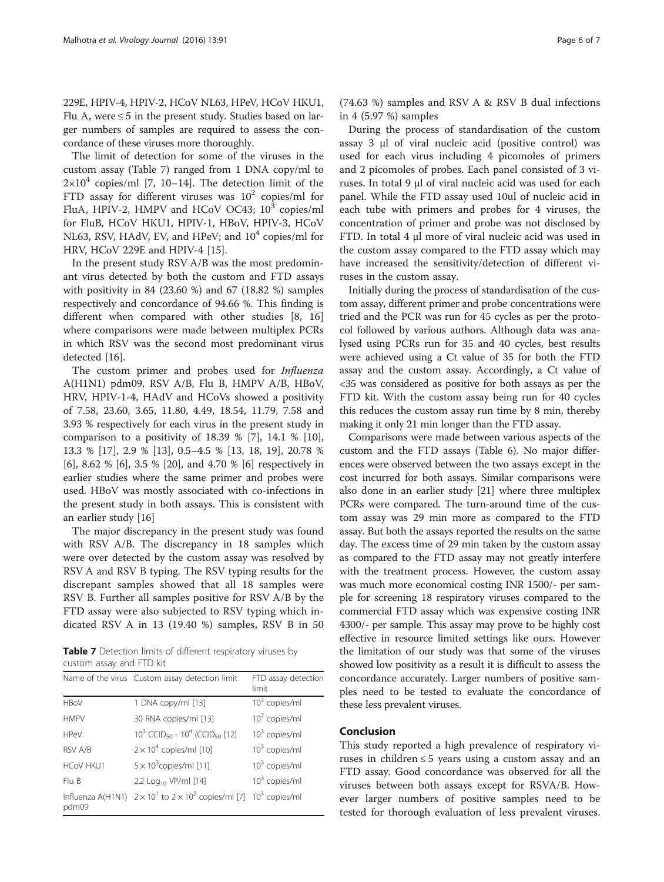229E, HPIV-4, HPIV-2, HCoV NL63, HPeV, HCoV HKU1, Flu A, were ≤ 5 in the present study. Studies based on larger numbers of samples are required to assess the concordance of these viruses more thoroughly.

The limit of detection for some of the viruses in the custom assay (Table 7) ranged from 1 DNA copy/ml to $2\times10^4$ copies/ml [7, 10–14]. The detection limit of the FTD assay for different viruses was $10^2$ copies/ml for FluA, HPIV-2, HMPV and HCoV OC43; $10^3$ copies/ml for FluB, HCoV HKU1, HPIV-1, HBoV, HPIV-3, HCoV NL63, RSV, HAdV, EV, and HPeV; and $10^4$ copies/ml for HRV, HCoV 229E and HPIV-4 [15].

In the present study RSV A/B was the most predominant virus detected by both the custom and FTD assays with positivity in 84 (23.60 %) and 67 (18.82 %) samples respectively and concordance of 94.66 %. This finding is different when compared with other studies [8, 16] where comparisons were made between multiplex PCRs in which RSV was the second most predominant virus detected [16].

The custom primer and probes used for *Influenza* A(H1N1) pdm09, RSV A/B, Flu B, HMPV A/B, HBoV, HRV, HPIV-1-4, HAdV and HCoVs showed a positivity of 7.58, 23.60, 3.65, 11.80, 4.49, 18.54, 11.79, 7.58 and 3.93 % respectively for each virus in the present study in comparison to a positivity of 18.39 % [7], 14.1 % [10], 13.3 % [17], 2.9 % [13], 0.5–4.5 % [13, 18, 19], 20.78 % [6], 8.62 % [6], 3.5 % [20], and 4.70 % [6] respectively in earlier studies where the same primer and probes were used. HBoV was mostly associated with co-infections in the present study in both assays. This is consistent with an earlier study [16]

The major discrepancy in the present study was found with RSV A/B. The discrepancy in 18 samples which were over detected by the custom assay was resolved by RSV A and RSV B typing. The RSV typing results for the discrepant samples showed that all 18 samples were RSV B. Further all samples positive for RSV A/B by the FTD assay were also subjected to RSV typing which indicated RSV A in 13 (19.40 %) samples, RSV B in 50 (74.63 %) samples and RSV A & RSV B dual infections in 4 (5.97 %) samples

**Table 7** Detection limits of different respiratory viruses by custom assay and FTD kit

| Name of the virus | Custom assay detection limit | FTD assay detection limit |
|---|---|---|
| HBoV | 1 DNA copy/ml [13] | $10^3$ copies/ml |
| HMPV | 30 RNA copies/ml [13] | $10^2$ copies/ml |
| HPeV | $10^3$ $CCID_{50}$ - $10^4$ ($CCID_{50}$ [12] | $10^3$ copies/ml |
| RSV A/B | $2\times10^4$ copies/ml [10] | $10^3$ copies/ml |
| HCoV HKU1 | $5\times10^3$copies/ml [11] | $10^3$ copies/ml |
| Flu B | 2.2 $Log_{10}$ VP/ml [14] | $10^3$ copies/ml |
| Influenza A(H1N1) pdm09 | $2\times10^1$ to $2\times10^2$ copies/ml [7] | $10^3$ copies/ml |

During the process of standardisation of the custom assay 3 μl of viral nucleic acid (positive control) was used for each virus including 4 picomoles of primers and 2 picomoles of probes. Each panel consisted of 3 viruses. In total 9 μl of viral nucleic acid was used for each panel. While the FTD assay used 10ul of nucleic acid in each tube with primers and probes for 4 viruses, the concentration of primer and probe was not disclosed by FTD. In total 4 μl more of viral nucleic acid was used in the custom assay compared to the FTD assay which may have increased the sensitivity/detection of different viruses in the custom assay.

Initially during the process of standardisation of the custom assay, different primer and probe concentrations were tried and the PCR was run for 45 cycles as per the protocol followed by various authors. Although data was analysed using PCRs run for 35 and 40 cycles, best results were achieved using a Ct value of 35 for both the FTD assay and the custom assay. Accordingly, a Ct value of <35 was considered as positive for both assays as per the FTD kit. With the custom assay being run for 40 cycles this reduces the custom assay run time by 8 min, thereby making it only 21 min longer than the FTD assay.

Comparisons were made between various aspects of the custom and the FTD assays (Table 6). No major differences were observed between the two assays except in the cost incurred for both assays. Similar comparisons were also done in an earlier study [21] where three multiplex PCRs were compared. The turn-around time of the custom assay was 29 min more as compared to the FTD assay. But both the assays reported the results on the same day. The excess time of 29 min taken by the custom assay as compared to the FTD assay may not greatly interfere with the treatment process. However, the custom assay was much more economical costing INR 1500/- per sample for screening 18 respiratory viruses compared to the commercial FTD assay which was expensive costing INR 4300/- per sample. This assay may prove to be highly cost effective in resource limited settings like ours. However the limitation of our study was that some of the viruses showed low positivity as a result it is difficult to assess the concordance accurately. Larger numbers of positive samples need to be tested to evaluate the concordance of these less prevalent viruses.

## Conclusion

This study reported a high prevalence of respiratory viruses in children ≤ 5 years using a custom assay and an FTD assay. Good concordance was observed for all the viruses between both assays except for RSVA/B. However larger numbers of positive samples need to be tested for thorough evaluation of less prevalent viruses.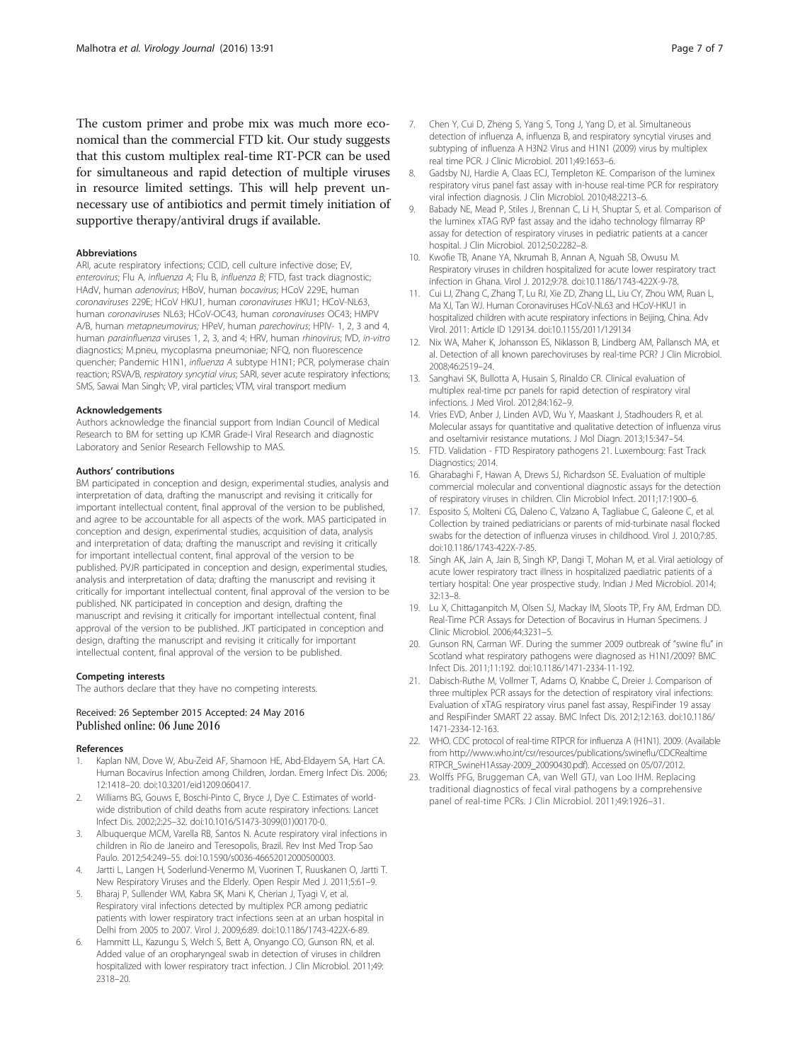The custom primer and probe mix was much more economical than the commercial FTD kit. Our study suggests that this custom multiplex real-time RT-PCR can be used for simultaneous and rapid detection of multiple viruses in resource limited settings. This will help prevent unnecessary use of antibiotics and permit timely initiation of supportive therapy/antiviral drugs if available.

#### Abbreviations

ARI, acute respiratory infections; CCID, cell culture infective dose; EV, *enterovirus*; Flu A, *influenza A*; Flu B, *influenza B*; FTD, fast track diagnostic; HAdV, human *adenovirus*; HBoV, human *bocavirus*; HCoV 229E, human *coronaviruses* 229E; HCoV HKU1, human *coronaviruses* HKU1; HCoV-NL63, human *coronaviruses* NL63; HCoV-OC43, human *coronaviruses* OC43; HMPV A/B, human *metapneumovirus;* HPeV, human *parechovirus*; HPIV- 1, 2, 3 and 4, human *parainfluenza* viruses 1, 2, 3, and 4; HRV, human *rhinovirus*; IVD, *in-vitro* diagnostics; M.pneu, mycoplasma pneumoniae; NFQ, non fluorescence quencher; Pandemic H1N1, *influenza A* subtype H1N1; PCR, polymerase chain reaction; RSVA/B, *respiratory syncytial virus*; SARI, sever acute respiratory infections; SMS, Sawai Man Singh; VP, viral particles; VTM, viral transport medium

#### Acknowledgements

Authors acknowledge the financial support from Indian Council of Medical Research to BM for setting up ICMR Grade-I Viral Research and diagnostic Laboratory and Senior Research Fellowship to MAS.

#### Authors' contributions

BM participated in conception and design, experimental studies, analysis and interpretation of data, drafting the manuscript and revising it critically for important intellectual content, final approval of the version to be published, and agree to be accountable for all aspects of the work. MAS participated in conception and design, experimental studies, acquisition of data, analysis and interpretation of data; drafting the manuscript and revising it critically for important intellectual content, final approval of the version to be published. PVJR participated in conception and design, experimental studies, analysis and interpretation of data; drafting the manuscript and revising it critically for important intellectual content, final approval of the version to be published. NK participated in conception and design, drafting the manuscript and revising it critically for important intellectual content, final approval of the version to be published. JKT participated in conception and design, drafting the manuscript and revising it critically for important intellectual content, final approval of the version to be published.

#### Competing interests

The authors declare that they have no competing interests.

Received: 26 September 2015 Accepted: 24 May 2016
Published online: 06 June 2016

#### References

1. Kaplan NM, Dove W, Abu-Zeid AF, Shamoon HE, Abd-Eldayem SA, Hart CA. Human Bocavirus Infection among Children, Jordan. Emerg Infect Dis. 2006; 12:1418–20. doi:10.3201/eid1209.060417.
2. Williams BG, Gouws E, Boschi-Pinto C, Bryce J, Dye C. Estimates of world-wide distribution of child deaths from acute respiratory infections. Lancet Infect Dis. 2002;2:25–32. doi:10.1016/S1473-3099(01)00170-0.
3. Albuquerque MCM, Varella RB, Santos N. Acute respiratory viral infections in children in Rio de Janeiro and Teresopolis, Brazil. Rev Inst Med Trop Sao Paulo. 2012;54:249–55. doi:10.1590/s0036-46652012000500003.
4. Jartti L, Langen H, Soderlund-Venermo M, Vuorinen T, Ruuskanen O, Jartti T. New Respiratory Viruses and the Elderly. Open Respir Med J. 2011;5:61–9.
5. Bharaj P, Sullender WM, Kabra SK, Mani K, Cherian J, Tyagi V, et al. Respiratory viral infections detected by multiplex PCR among pediatric patients with lower respiratory tract infections seen at an urban hospital in Delhi from 2005 to 2007. Virol J. 2009;6:89. doi:10.1186/1743-422X-6-89.
6. Hammitt LL, Kazungu S, Welch S, Bett A, Onyango CO, Gunson RN, et al. Added value of an oropharyngeal swab in detection of viruses in children hospitalized with lower respiratory tract infection. J Clin Microbiol. 2011;49: 2318–20.
7. Chen Y, Cui D, Zheng S, Yang S, Tong J, Yang D, et al. Simultaneous detection of influenza A, influenza B, and respiratory syncytial viruses and subtyping of influenza A H3N2 Virus and H1N1 (2009) virus by multiplex real time PCR. J Clinic Microbiol. 2011;49:1653–6.
8. Gadsby NJ, Hardie A, Claas ECJ, Templeton KE. Comparison of the luminex respiratory virus panel fast assay with in-house real-time PCR for respiratory viral infection diagnosis. J Clin Microbiol. 2010;48:2213–6.
9. Babady NE, Mead P, Stiles J, Brennan C, Li H, Shuptar S, et al. Comparison of the luminex xTAG RVP fast assay and the idaho technology filmarray RP assay for detection of respiratory viruses in pediatric patients at a cancer hospital. J Clin Microbiol. 2012;50:2282–8.
10. Kwofie TB, Anane YA, Nkrumah B, Annan A, Nguah SB, Owusu M. Respiratory viruses in children hospitalized for acute lower respiratory tract infection in Ghana. Virol J. 2012;9:78. doi:10.1186/1743-422X-9-78.
11. Cui LJ, Zhang C, Zhang T, Lu RJ, Xie ZD, Zhang LL, Liu CY, Zhou WM, Ruan L, Ma XJ, Tan WJ. Human Coronaviruses HCoV-NL63 and HCoV-HKU1 in hospitalized children with acute respiratory infections in Beijing, China. Adv Virol. 2011: Article ID 129134. doi:10.1155/2011/129134
12. Nix WA, Maher K, Johansson ES, Niklasson B, Lindberg AM, Pallansch MA, et al. Detection of all known parechoviruses by real-time PCR? J Clin Microbiol. 2008;46:2519–24.
13. Sanghavi SK, Bullotta A, Husain S, Rinaldo CR. Clinical evaluation of multiplex real-time pcr panels for rapid detection of respiratory viral infections. J Med Virol. 2012;84:162–9.
14. Vries EVD, Anber J, Linden AVD, Wu Y, Maaskant J, Stadhouders R, et al. Molecular assays for quantitative and qualitative detection of influenza virus and oseltamivir resistance mutations. J Mol Diagn. 2013;15:347–54.
15. FTD. Validation - FTD Respiratory pathogens 21. Luxembourg: Fast Track Diagnostics; 2014.
16. Gharabaghi F, Hawan A, Drews SJ, Richardson SE. Evaluation of multiple commercial molecular and conventional diagnostic assays for the detection of respiratory viruses in children. Clin Microbiol Infect. 2011;17:1900–6.
17. Esposito S, Molteni CG, Daleno C, Valzano A, Tagliabue C, Galeone C, et al. Collection by trained pediatricians or parents of mid-turbinate nasal flocked swabs for the detection of influenza viruses in childhood. Virol J. 2010;7:85. doi:10.1186/1743-422X-7-85.
18. Singh AK, Jain A, Jain B, Singh KP, Dangi T, Mohan M, et al. Viral aetiology of acute lower respiratory tract illness in hospitalized paediatric patients of a tertiary hospital: One year prospective study. Indian J Med Microbiol. 2014; 32:13–8.
19. Lu X, Chittaganpitch M, Olsen SJ, Mackay IM, Sloots TP, Fry AM, Erdman DD. Real-Time PCR Assays for Detection of Bocavirus in Human Specimens. J Clinic Microbiol. 2006;44:3231–5.
20. Gunson RN, Carman WF. During the summer 2009 outbreak of "swine flu" in Scotland what respiratory pathogens were diagnosed as H1N1/2009? BMC Infect Dis. 2011;11:192. doi:10.1186/1471-2334-11-192.
21. Dabisch-Ruthe M, Vollmer T, Adams O, Knabbe C, Dreier J. Comparison of three multiplex PCR assays for the detection of respiratory viral infections: Evaluation of xTAG respiratory virus panel fast assay, RespiFinder 19 assay and RespiFinder SMART 22 assay. BMC Infect Dis. 2012;12:163. doi:10.1186/1471-2334-12-163.
22. WHO. CDC protocol of real-time RTPCR for influenza A (H1N1). 2009. (Available from http://www.who.int/csr/resources/publications/swineflu/CDCRealtimeRTPCR_SwineH1Assay-2009_20090430.pdf). Accessed on 05/07/2012.
23. Wolffs PFG, Bruggeman CA, van Well GTJ, van Loo IHM. Replacing traditional diagnostics of fecal viral pathogens by a comprehensive panel of real-time PCRs. J Clin Microbiol. 2011;49:1926–31.